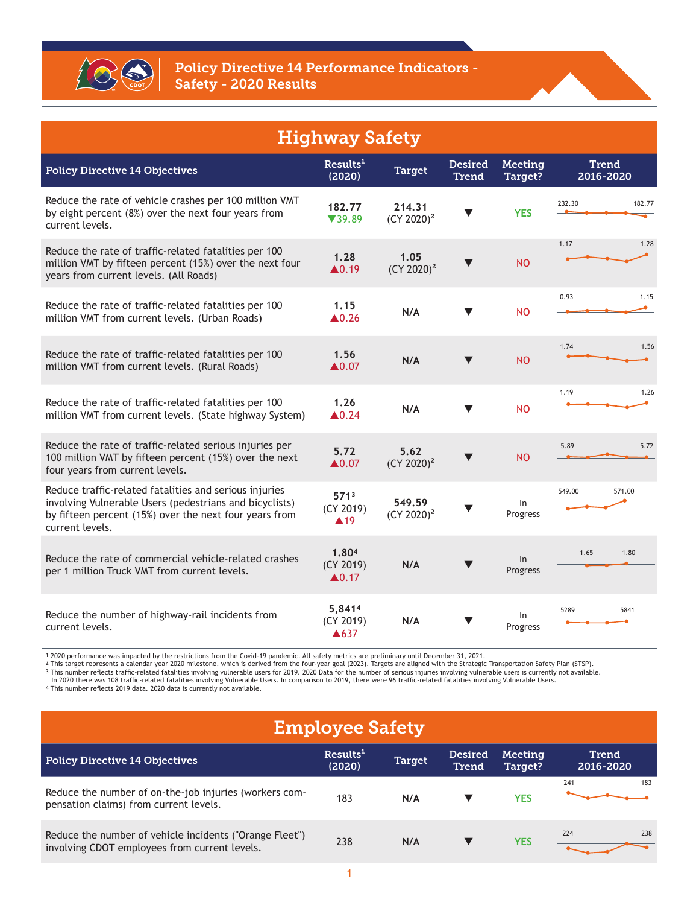# Policy Directive 14 Performance Indicators - Safety - 2020 Results

## Highway Safety

| Policy Directive 14 Objectives | Results[1] (2020) | Target | Desired Trend | Meeting Target? | Trend 2016-2020 |
|---|---|---|---|---|---|
| Reduce the rate of vehicle crashes per 100 million VMT by eight percent (8%) over the next four years from current levels. | 182.77 ▼39.89 | 214.31 (CY 2020)[2] | ▼ | YES | 232.30 – 182.77 |
| Reduce the rate of traffic-related fatalities per 100 million VMT by fifteen percent (15%) over the next four years from current levels. (All Roads) | 1.28 ▲0.19 | 1.05 (CY 2020)[2] | ▼ | NO | 1.17 – 1.28 |
| Reduce the rate of traffic-related fatalities per 100 million VMT from current levels. (Urban Roads) | 1.15 ▲0.26 | N/A | ▼ | NO | 0.93 – 1.15 |
| Reduce the rate of traffic-related fatalities per 100 million VMT from current levels. (Rural Roads) | 1.56 ▲0.07 | N/A | ▼ | NO | 1.74 – 1.56 |
| Reduce the rate of traffic-related fatalities per 100 million VMT from current levels. (State highway System) | 1.26 ▲0.24 | N/A | ▼ | NO | 1.19 – 1.26 |
| Reduce the rate of traffic-related serious injuries per 100 million VMT by fifteen percent (15%) over the next four years from current levels. | 5.72 ▲0.07 | 5.62 (CY 2020)[2] | ▼ | NO | 5.89 – 5.72 |
| Reduce traffic-related fatalities and serious injuries involving Vulnerable Users (pedestrians and bicyclists) by fifteen percent (15%) over the next four years from current levels. | 571[3] (CY 2019) ▲19 | 549.59 (CY 2020)[2] | ▼ | In Progress | 549.00 – 571.00 |
| Reduce the rate of commercial vehicle-related crashes per 1 million Truck VMT from current levels. | 1.80[4] (CY 2019) ▲0.17 | N/A | ▼ | In Progress | 1.65 – 1.80 |
| Reduce the number of highway-rail incidents from current levels. | 5,841[4] (CY 2019) ▲637 | N/A | ▼ | In Progress | 5289 – 5841 |

[1] 2020 performance was impacted by the restrictions from the Covid-19 pandemic. All safety metrics are preliminary until December 31, 2021.
[2] This target represents a calendar year 2020 milestone, which is derived from the four-year goal (2023). Targets are aligned with the Strategic Transportation Safety Plan (STSP).
[3] This number reflects traffic-related fatalities involving vulnerable users for 2019. 2020 Data for the number of serious injuries involving vulnerable users is currently not available. In 2020 there was 108 traffic-related fatalities involving Vulnerable Users. In comparison to 2019, there were 96 traffic-related fatalities involving Vulnerable Users.
[4] This number reflects 2019 data. 2020 data is currently not available.

## Employee Safety

| Policy Directive 14 Objectives | Results[1] (2020) | Target | Desired Trend | Meeting Target? | Trend 2016-2020 |
|---|---|---|---|---|---|
| Reduce the number of on-the-job injuries (workers compensation claims) from current levels. | 183 | N/A | ▼ | YES | 241 – 183 |
| Reduce the number of vehicle incidents ("Orange Fleet") involving CDOT employees from current levels. | 238 | N/A | ▼ | YES | 224 – 238 |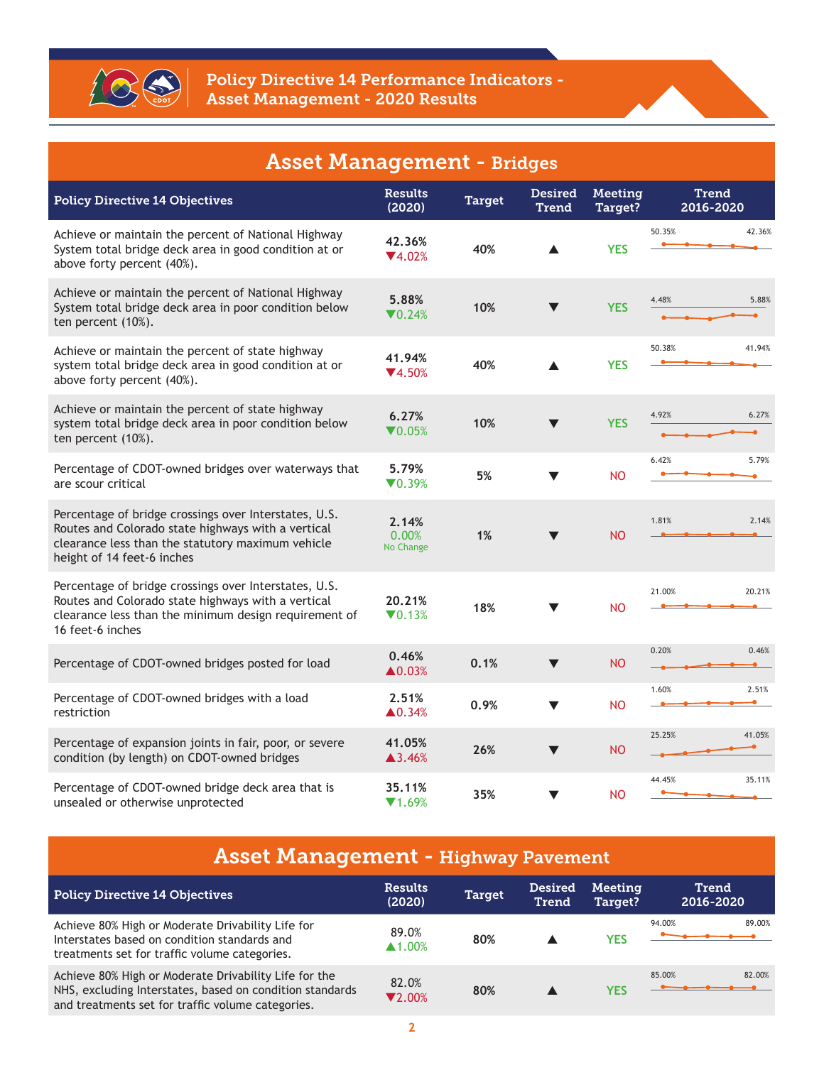# Policy Directive 14 Performance Indicators - Asset Management - 2020 Results

## Asset Management - Bridges

| Policy Directive 14 Objectives | Results (2020) | Target | Desired Trend | Meeting Target? | Trend 2016-2020 |
|---|---|---|---|---|---|
| Achieve or maintain the percent of National Highway System total bridge deck area in good condition at or above forty percent (40%). | 42.36% ▼4.02% | 40% | ▲ | YES | 50.35% – 42.36% |
| Achieve or maintain the percent of National Highway System total bridge deck area in poor condition below ten percent (10%). | 5.88% ▼0.24% | 10% | ▼ | YES | 4.48% – 5.88% |
| Achieve or maintain the percent of state highway system total bridge deck area in good condition at or above forty percent (40%). | 41.94% ▼4.50% | 40% | ▲ | YES | 50.38% – 41.94% |
| Achieve or maintain the percent of state highway system total bridge deck area in poor condition below ten percent (10%). | 6.27% ▼0.05% | 10% | ▼ | YES | 4.92% – 6.27% |
| Percentage of CDOT-owned bridges over waterways that are scour critical | 5.79% ▼0.39% | 5% | ▼ | NO | 6.42% – 5.79% |
| Percentage of bridge crossings over Interstates, U.S. Routes and Colorado state highways with a vertical clearance less than the statutory maximum vehicle height of 14 feet-6 inches | 2.14% 0.00% No Change | 1% | ▼ | NO | 1.81% – 2.14% |
| Percentage of bridge crossings over Interstates, U.S. Routes and Colorado state highways with a vertical clearance less than the minimum design requirement of 16 feet-6 inches | 20.21% ▼0.13% | 18% | ▼ | NO | 21.00% – 20.21% |
| Percentage of CDOT-owned bridges posted for load | 0.46% ▲0.03% | 0.1% | ▼ | NO | 0.20% – 0.46% |
| Percentage of CDOT-owned bridges with a load restriction | 2.51% ▲0.34% | 0.9% | ▼ | NO | 1.60% – 2.51% |
| Percentage of expansion joints in fair, poor, or severe condition (by length) on CDOT-owned bridges | 41.05% ▲3.46% | 26% | ▼ | NO | 25.25% – 41.05% |
| Percentage of CDOT-owned bridge deck area that is unsealed or otherwise unprotected | 35.11% ▼1.69% | 35% | ▼ | NO | 44.45% – 35.11% |

## Asset Management - Highway Pavement

| Policy Directive 14 Objectives | Results (2020) | Target | Desired Trend | Meeting Target? | Trend 2016-2020 |
|---|---|---|---|---|---|
| Achieve 80% High or Moderate Drivability Life for Interstates based on condition standards and treatments set for traffic volume categories. | 89.0% ▲1.00% | 80% | ▲ | YES | 94.00% – 89.00% |
| Achieve 80% High or Moderate Drivability Life for the NHS, excluding Interstates, based on condition standards and treatments set for traffic volume categories. | 82.0% ▼2.00% | 80% | ▲ | YES | 85.00% – 82.00% |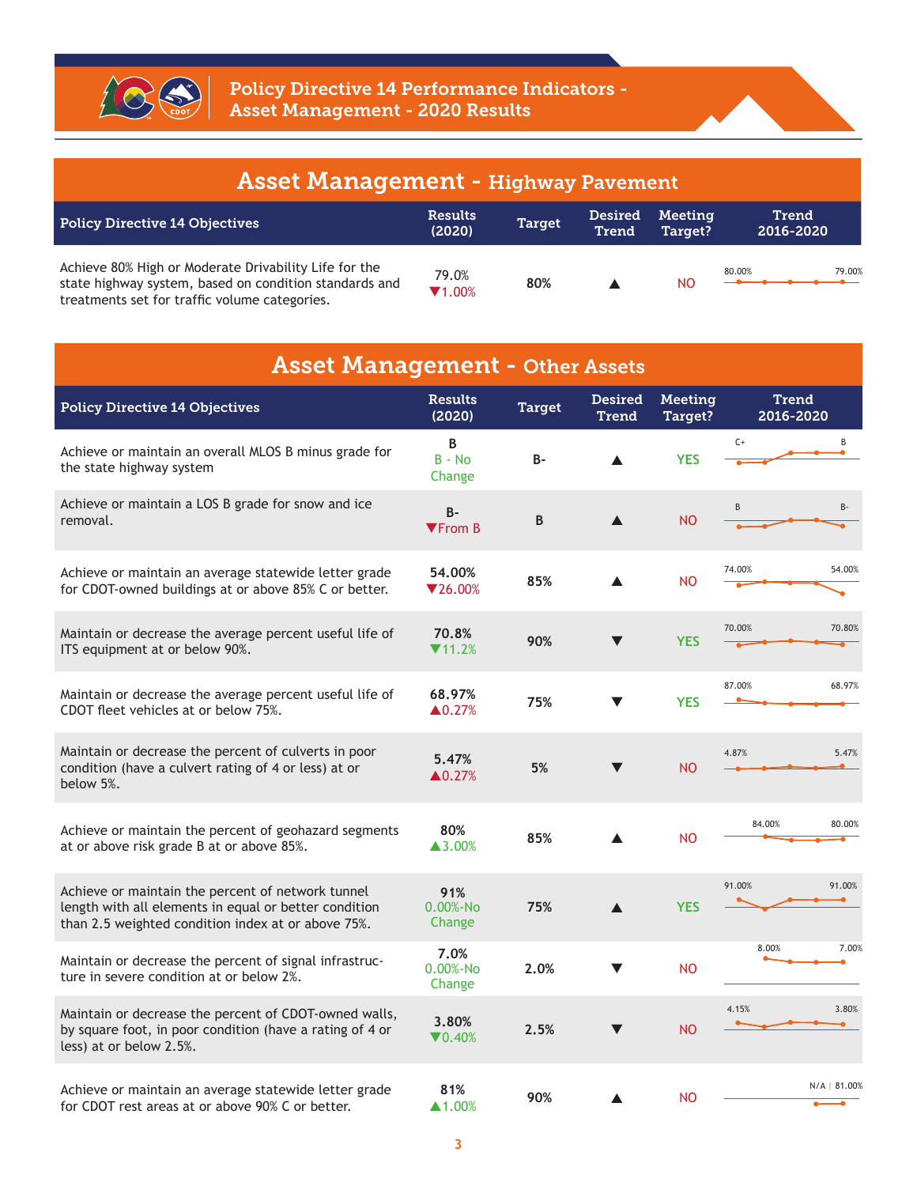# Policy Directive 14 Performance Indicators - Asset Management - 2020 Results

## Asset Management - Highway Pavement

| Policy Directive 14 Objectives | Results (2020) | Target | Desired Trend | Meeting Target? | Trend 2016-2020 |
|---|---|---|---|---|---|
| Achieve 80% High or Moderate Drivability Life for the state highway system, based on condition standards and treatments set for traffic volume categories. | 79.0% ▼1.00% | 80% | ▲ | NO | 80.00% … 79.00% |

## Asset Management - Other Assets

| Policy Directive 14 Objectives | Results (2020) | Target | Desired Trend | Meeting Target? | Trend 2016-2020 |
|---|---|---|---|---|---|
| Achieve or maintain an overall MLOS B minus grade for the state highway system | B<br>B - No Change | B- | ▲ | YES | C+ … B |
| Achieve or maintain a LOS B grade for snow and ice removal. | B-<br>▼From B | B | ▲ | NO | B … B- |
| Achieve or maintain an average statewide letter grade for CDOT-owned buildings at or above 85% C or better. | 54.00%<br>▼26.00% | 85% | ▲ | NO | 74.00% … 54.00% |
| Maintain or decrease the average percent useful life of ITS equipment at or below 90%. | 70.8%<br>▼11.2% | 90% | ▼ | YES | 70.00% … 70.80% |
| Maintain or decrease the average percent useful life of CDOT fleet vehicles at or below 75%. | 68.97%<br>▲0.27% | 75% | ▼ | YES | 87.00% … 68.97% |
| Maintain or decrease the percent of culverts in poor condition (have a culvert rating of 4 or less) at or below 5%. | 5.47%<br>▲0.27% | 5% | ▼ | NO | 4.87% … 5.47% |
| Achieve or maintain the percent of geohazard segments at or above risk grade B at or above 85%. | 80%<br>▲3.00% | 85% | ▲ | NO | 84.00% … 80.00% |
| Achieve or maintain the percent of network tunnel length with all elements in equal or better condition than 2.5 weighted condition index at or above 75%. | 91%<br>0.00%-No Change | 75% | ▲ | YES | 91.00% … 91.00% |
| Maintain or decrease the percent of signal infrastructure in severe condition at or below 2%. | 7.0%<br>0.00%-No Change | 2.0% | ▼ | NO | 8.00% … 7.00% |
| Maintain or decrease the percent of CDOT-owned walls, by square foot, in poor condition (have a rating of 4 or less) at or below 2.5%. | 3.80%<br>▼0.40% | 2.5% | ▼ | NO | 4.15% … 3.80% |
| Achieve or maintain an average statewide letter grade for CDOT rest areas at or above 90% C or better. | 81%<br>▲1.00% | 90% | ▲ | NO | N/A \| 81.00% |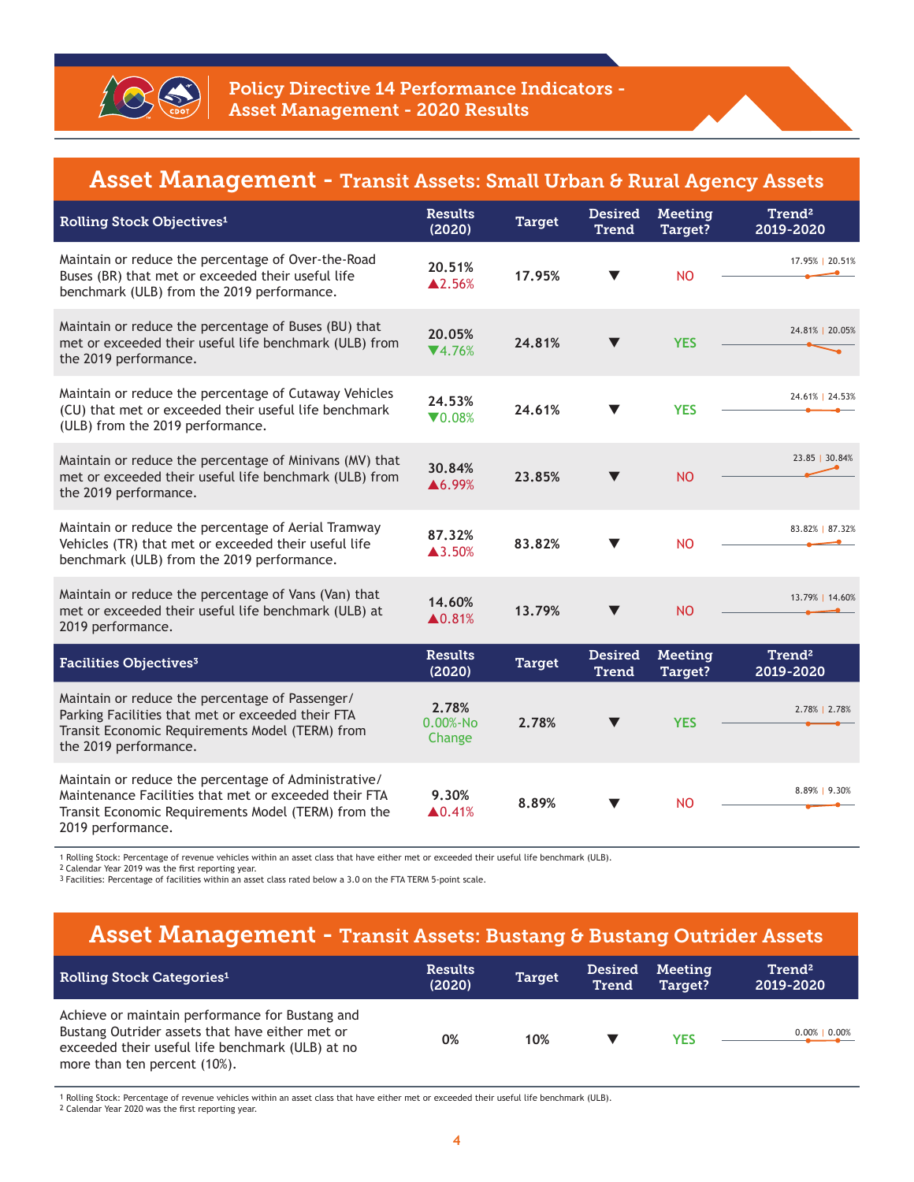# Policy Directive 14 Performance Indicators - Asset Management - 2020 Results

## Asset Management - Transit Assets: Small Urban & Rural Agency Assets

| Rolling Stock Objectives[1] | Results (2020) | Target | Desired Trend | Meeting Target? | Trend[2] 2019-2020 |
|---|---|---|---|---|---|
| Maintain or reduce the percentage of Over-the-Road Buses (BR) that met or exceeded their useful life benchmark (ULB) from the 2019 performance. | 20.51% ▲2.56% | 17.95% | ▼ | NO | 17.95% \| 20.51% |
| Maintain or reduce the percentage of Buses (BU) that met or exceeded their useful life benchmark (ULB) from the 2019 performance. | 20.05% ▼4.76% | 24.81% | ▼ | YES | 24.81% \| 20.05% |
| Maintain or reduce the percentage of Cutaway Vehicles (CU) that met or exceeded their useful life benchmark (ULB) from the 2019 performance. | 24.53% ▼0.08% | 24.61% | ▼ | YES | 24.61% \| 24.53% |
| Maintain or reduce the percentage of Minivans (MV) that met or exceeded their useful life benchmark (ULB) from the 2019 performance. | 30.84% ▲6.99% | 23.85% | ▼ | NO | 23.85 \| 30.84% |
| Maintain or reduce the percentage of Aerial Tramway Vehicles (TR) that met or exceeded their useful life benchmark (ULB) from the 2019 performance. | 87.32% ▲3.50% | 83.82% | ▼ | NO | 83.82% \| 87.32% |
| Maintain or reduce the percentage of Vans (Van) that met or exceeded their useful life benchmark (ULB) at 2019 performance. | 14.60% ▲0.81% | 13.79% | ▼ | NO | 13.79% \| 14.60% |
| **Facilities Objectives[3]** | **Results (2020)** | **Target** | **Desired Trend** | **Meeting Target?** | **Trend[2] 2019-2020** |
| Maintain or reduce the percentage of Passenger/ Parking Facilities that met or exceeded their FTA Transit Economic Requirements Model (TERM) from the 2019 performance. | 2.78% 0.00%-No Change | 2.78% | ▼ | YES | 2.78% \| 2.78% |
| Maintain or reduce the percentage of Administrative/ Maintenance Facilities that met or exceeded their FTA Transit Economic Requirements Model (TERM) from the 2019 performance. | 9.30% ▲0.41% | 8.89% | ▼ | NO | 8.89% \| 9.30% |

[1] Rolling Stock: Percentage of revenue vehicles within an asset class that have either met or exceeded their useful life benchmark (ULB).
[2] Calendar Year 2019 was the first reporting year.
[3] Facilities: Percentage of facilities within an asset class rated below a 3.0 on the FTA TERM 5-point scale.

## Asset Management - Transit Assets: Bustang & Bustang Outrider Assets

| Rolling Stock Categories[1] | Results (2020) | Target | Desired Trend | Meeting Target? | Trend[2] 2019-2020 |
|---|---|---|---|---|---|
| Achieve or maintain performance for Bustang and Bustang Outrider assets that have either met or exceeded their useful life benchmark (ULB) at no more than ten percent (10%). | 0% | 10% | ▼ | YES | 0.00% \| 0.00% |

[1] Rolling Stock: Percentage of revenue vehicles within an asset class that have either met or exceeded their useful life benchmark (ULB).
[2] Calendar Year 2020 was the first reporting year.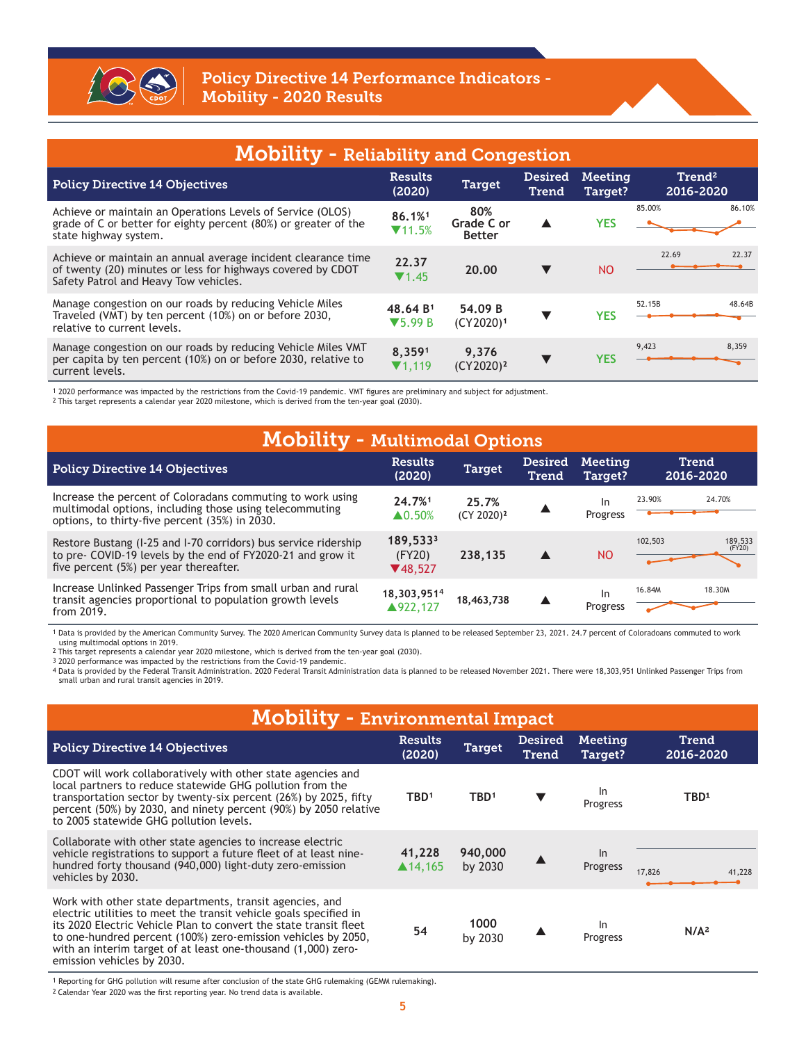# Policy Directive 14 Performance Indicators - Mobility - 2020 Results

## Mobility - Reliability and Congestion

| Policy Directive 14 Objectives | Results (2020) | Target | Desired Trend | Meeting Target? | Trend[2] 2016-2020 |
|---|---|---|---|---|---|
| Achieve or maintain an Operations Levels of Service (OLOS) grade of C or better for eighty percent (80%) or greater of the state highway system. | 86.1%[1] ▼11.5% | 80% Grade C or Better | ▲ | YES | 85.00% … 86.10% |
| Achieve or maintain an annual average incident clearance time of twenty (20) minutes or less for highways covered by CDOT Safety Patrol and Heavy Tow vehicles. | 22.37 ▼1.45 | 20.00 | ▼ | NO | 22.69 … 22.37 |
| Manage congestion on our roads by reducing Vehicle Miles Traveled (VMT) by ten percent (10%) on or before 2030, relative to current levels. | 48.64 B[1] ▼5.99 B | 54.09 B (CY2020)[1] | ▼ | YES | 52.15B … 48.64B |
| Manage congestion on our roads by reducing Vehicle Miles VMT per capita by ten percent (10%) on or before 2030, relative to current levels. | 8,359[1] ▼1,119 | 9,376 (CY2020)[2] | ▼ | YES | 9,423 … 8,359 |

[1] 2020 performance was impacted by the restrictions from the Covid-19 pandemic. VMT figures are preliminary and subject for adjustment.
[2] This target represents a calendar year 2020 milestone, which is derived from the ten-year goal (2030).

## Mobility - Multimodal Options

| Policy Directive 14 Objectives | Results (2020) | Target | Desired Trend | Meeting Target? | Trend 2016-2020 |
|---|---|---|---|---|---|
| Increase the percent of Coloradans commuting to work using multimodal options, including those using telecommuting options, to thirty-five percent (35%) in 2030. | 24.7%[1] ▲0.50% | 25.7% (CY 2020)[2] | ▲ | In Progress | 23.90% … 24.70% |
| Restore Bustang (I-25 and I-70 corridors) bus service ridership to pre- COVID-19 levels by the end of FY2020-21 and grow it five percent (5%) per year thereafter. | 189,533[3] (FY20) ▼48,527 | 238,135 | ▲ | NO | 102,503 … 189,533 (FY20) |
| Increase Unlinked Passenger Trips from small urban and rural transit agencies proportional to population growth levels from 2019. | 18,303,951[4] ▲922,127 | 18,463,738 | ▲ | In Progress | 16.84M … 18.30M |

[1] Data is provided by the American Community Survey. The 2020 American Community Survey data is planned to be released September 23, 2021. 24.7 percent of Coloradoans commuted to work using multimodal options in 2019.
[2] This target represents a calendar year 2020 milestone, which is derived from the ten-year goal (2030).
[3] 2020 performance was impacted by the restrictions from the Covid-19 pandemic.
[4] Data is provided by the Federal Transit Administration. 2020 Federal Transit Administration data is planned to be released November 2021. There were 18,303,951 Unlinked Passenger Trips from small urban and rural transit agencies in 2019.

## Mobility - Environmental Impact

| Policy Directive 14 Objectives | Results (2020) | Target | Desired Trend | Meeting Target? | Trend 2016-2020 |
|---|---|---|---|---|---|
| CDOT will work collaboratively with other state agencies and local partners to reduce statewide GHG pollution from the transportation sector by twenty-six percent (26%) by 2025, fifty percent (50%) by 2030, and ninety percent (90%) by 2050 relative to 2005 statewide GHG pollution levels. | TBD[1] | TBD[1] | ▼ | In Progress | TBD[1] |
| Collaborate with other state agencies to increase electric vehicle registrations to support a future fleet of at least nine-hundred forty thousand (940,000) light-duty zero-emission vehicles by 2030. | 41,228 ▲14,165 | 940,000 by 2030 | ▲ | In Progress | 17,826 … 41,228 |
| Work with other state departments, transit agencies, and electric utilities to meet the transit vehicle goals specified in its 2020 Electric Vehicle Plan to convert the state transit fleet to one-hundred percent (100%) zero-emission vehicles by 2050, with an interim target of at least one-thousand (1,000) zero-emission vehicles by 2030. | 54 | 1000 by 2030 | ▲ | In Progress | N/A[2] |

[1] Reporting for GHG pollution will resume after conclusion of the state GHG rulemaking (GEMM rulemaking).
[2] Calendar Year 2020 was the first reporting year. No trend data is available.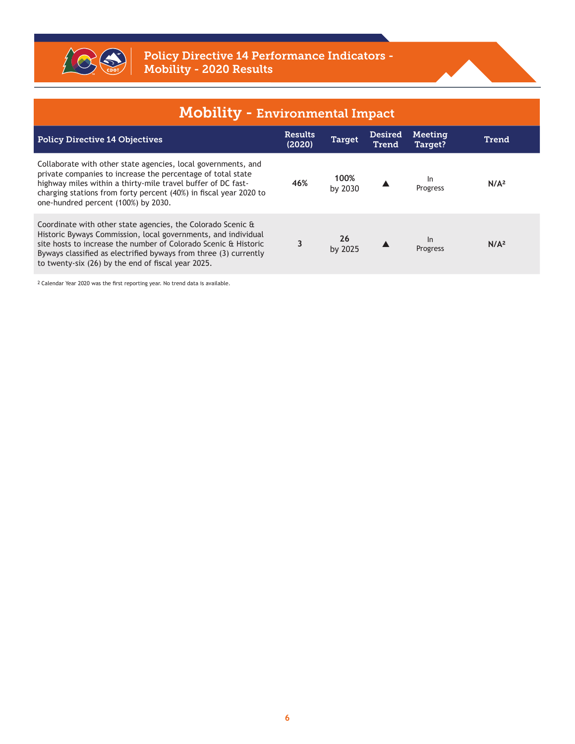Policy Directive 14 Performance Indicators - Mobility - 2020 Results

# Mobility - Environmental Impact

| Policy Directive 14 Objectives | Results (2020) | Target | Desired Trend | Meeting Target? | Trend |
|---|---|---|---|---|---|
| Collaborate with other state agencies, local governments, and private companies to increase the percentage of total state highway miles within a thirty-mile travel buffer of DC fast-charging stations from forty percent (40%) in fiscal year 2020 to one-hundred percent (100%) by 2030. | **46%** | **100%** by 2030 | ▲ | In Progress | **N/A[2]** |
| Coordinate with other state agencies, the Colorado Scenic & Historic Byways Commission, local governments, and individual site hosts to increase the number of Colorado Scenic & Historic Byways classified as electrified byways from three (3) currently to twenty-six (26) by the end of fiscal year 2025. | **3** | **26** by 2025 | ▲ | In Progress | **N/A[2]** |

[2] Calendar Year 2020 was the first reporting year. No trend data is available.